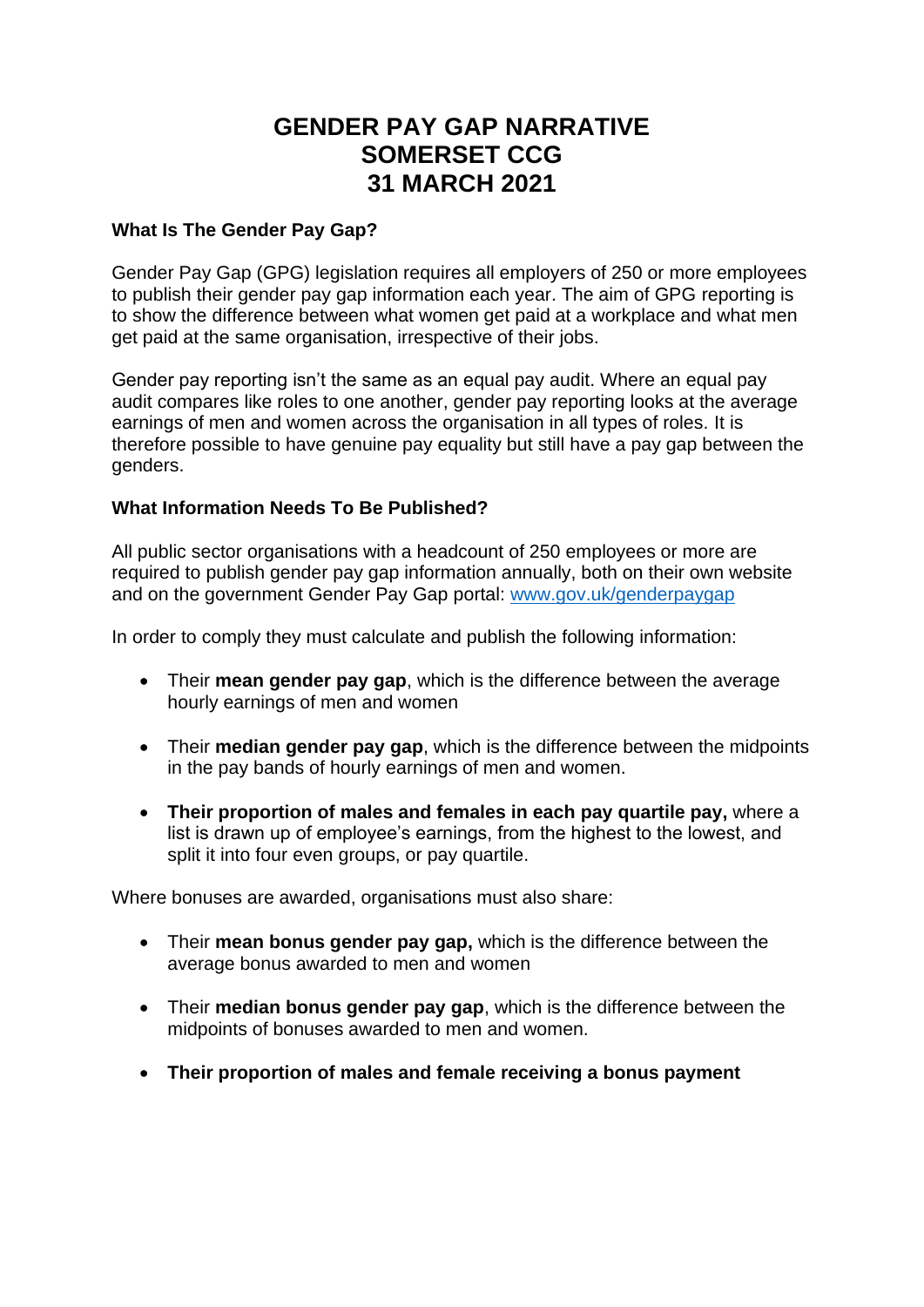# GENDER PAY GAP NARRATIVE
# SOMERSET CCG
# 31 MARCH 2021

**What Is The Gender Pay Gap?**

Gender Pay Gap (GPG) legislation requires all employers of 250 or more employees to publish their gender pay gap information each year. The aim of GPG reporting is to show the difference between what women get paid at a workplace and what men get paid at the same organisation, irrespective of their jobs.

Gender pay reporting isn't the same as an equal pay audit. Where an equal pay audit compares like roles to one another, gender pay reporting looks at the average earnings of men and women across the organisation in all types of roles. It is therefore possible to have genuine pay equality but still have a pay gap between the genders.

**What Information Needs To Be Published?**

All public sector organisations with a headcount of 250 employees or more are required to publish gender pay gap information annually, both on their own website and on the government Gender Pay Gap portal: [www.gov.uk/genderpaygap](http://www.gov.uk/genderpaygap)

In order to comply they must calculate and publish the following information:

- Their **mean gender pay gap**, which is the difference between the average hourly earnings of men and women
- Their **median gender pay gap**, which is the difference between the midpoints in the pay bands of hourly earnings of men and women.
- **Their proportion of males and females in each pay quartile pay,** where a list is drawn up of employee's earnings, from the highest to the lowest, and split it into four even groups, or pay quartile.

Where bonuses are awarded, organisations must also share:

- Their **mean bonus gender pay gap,** which is the difference between the average bonus awarded to men and women
- Their **median bonus gender pay gap**, which is the difference between the midpoints of bonuses awarded to men and women.
- **Their proportion of males and female receiving a bonus payment**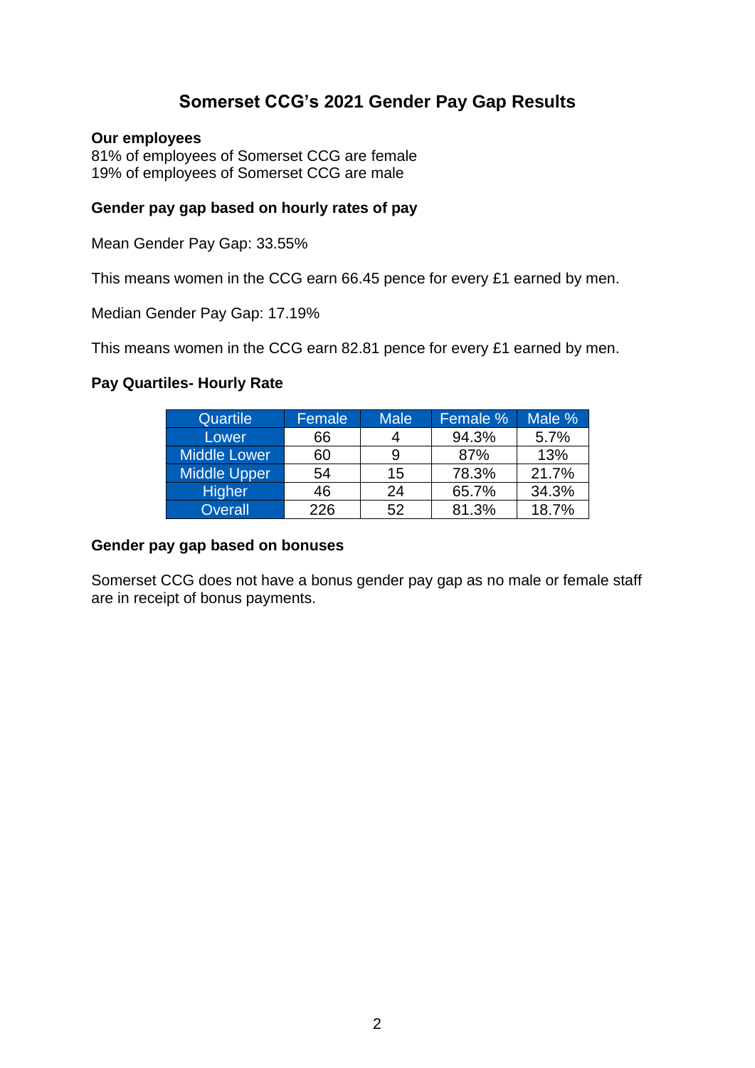# Somerset CCG's 2021 Gender Pay Gap Results

**Our employees**
81% of employees of Somerset CCG are female
19% of employees of Somerset CCG are male

**Gender pay gap based on hourly rates of pay**

Mean Gender Pay Gap: 33.55%

This means women in the CCG earn 66.45 pence for every £1 earned by men.

Median Gender Pay Gap: 17.19%

This means women in the CCG earn 82.81 pence for every £1 earned by men.

**Pay Quartiles- Hourly Rate**

| Quartile | Female | Male | Female % | Male % |
|---|---|---|---|---|
| Lower | 66 | 4 | 94.3% | 5.7% |
| Middle Lower | 60 | 9 | 87% | 13% |
| Middle Upper | 54 | 15 | 78.3% | 21.7% |
| Higher | 46 | 24 | 65.7% | 34.3% |
| Overall | 226 | 52 | 81.3% | 18.7% |

**Gender pay gap based on bonuses**

Somerset CCG does not have a bonus gender pay gap as no male or female staff are in receipt of bonus payments.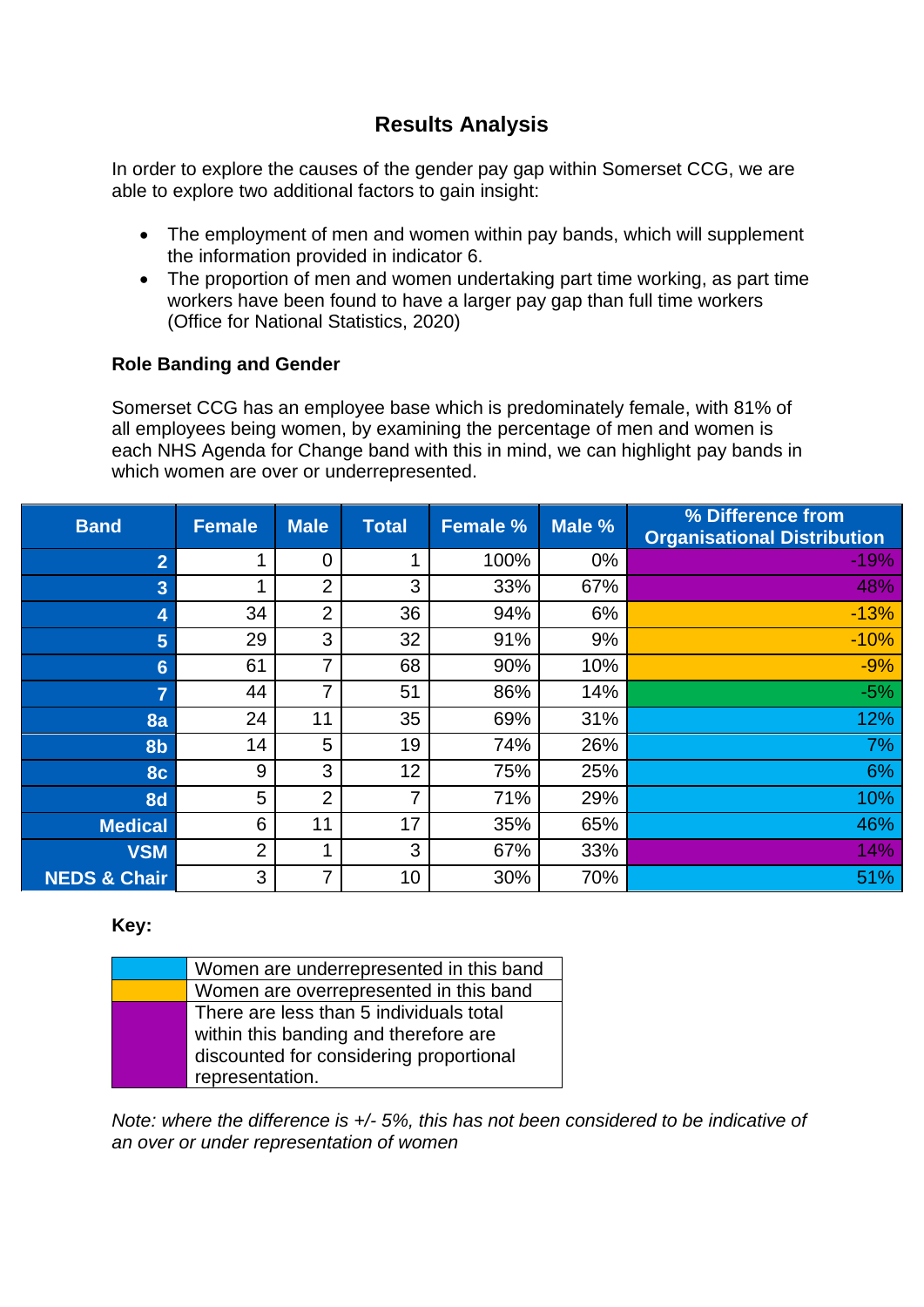## Results Analysis

In order to explore the causes of the gender pay gap within Somerset CCG, we are able to explore two additional factors to gain insight:

- The employment of men and women within pay bands, which will supplement the information provided in indicator 6.
- The proportion of men and women undertaking part time working, as part time workers have been found to have a larger pay gap than full time workers (Office for National Statistics, 2020)

### Role Banding and Gender

Somerset CCG has an employee base which is predominately female, with 81% of all employees being women, by examining the percentage of men and women is each NHS Agenda for Change band with this in mind, we can highlight pay bands in which women are over or underrepresented.

| Band | Female | Male | Total | Female % | Male % | % Difference from Organisational Distribution |
|---|---|---|---|---|---|---|
| 2 | 1 | 0 | 1 | 100% | 0% | -19% |
| 3 | 1 | 2 | 3 | 33% | 67% | 48% |
| 4 | 34 | 2 | 36 | 94% | 6% | -13% |
| 5 | 29 | 3 | 32 | 91% | 9% | -10% |
| 6 | 61 | 7 | 68 | 90% | 10% | -9% |
| 7 | 44 | 7 | 51 | 86% | 14% | -5% |
| 8a | 24 | 11 | 35 | 69% | 31% | 12% |
| 8b | 14 | 5 | 19 | 74% | 26% | 7% |
| 8c | 9 | 3 | 12 | 75% | 25% | 6% |
| 8d | 5 | 2 | 7 | 71% | 29% | 10% |
| Medical | 6 | 11 | 17 | 35% | 65% | 46% |
| VSM | 2 | 1 | 3 | 67% | 33% | 14% |
| NEDS & Chair | 3 | 7 | 10 | 30% | 70% | 51% |

**Key:**

| Colour | Meaning |
|---|---|
| Light blue | Women are underrepresented in this band |
| Orange | Women are overrepresented in this band |
| Purple | There are less than 5 individuals total within this banding and therefore are discounted for considering proportional representation. |

*Note: where the difference is +/- 5%, this has not been considered to be indicative of an over or under representation of women*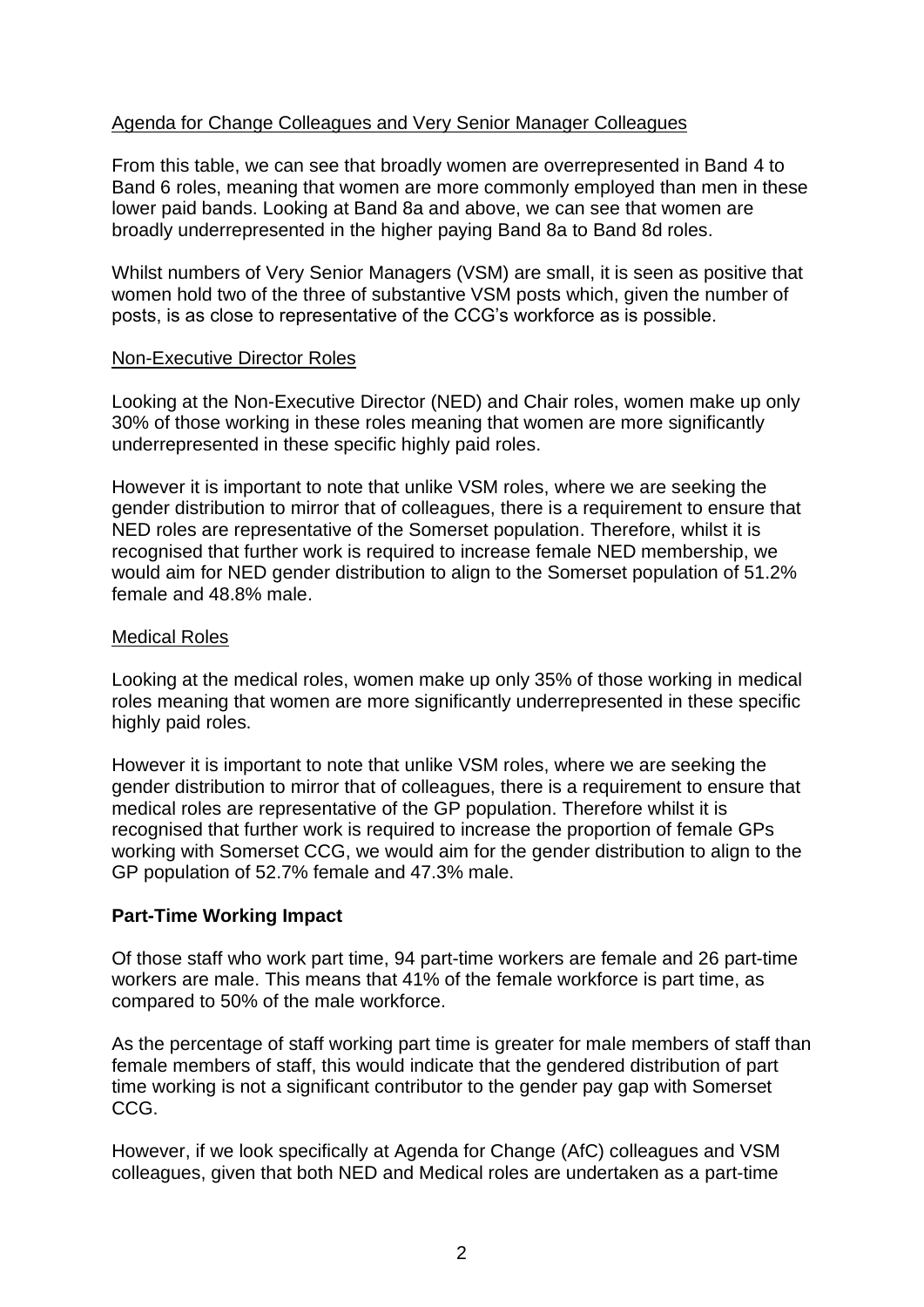Agenda for Change Colleagues and Very Senior Manager Colleagues

From this table, we can see that broadly women are overrepresented in Band 4 to Band 6 roles, meaning that women are more commonly employed than men in these lower paid bands. Looking at Band 8a and above, we can see that women are broadly underrepresented in the higher paying Band 8a to Band 8d roles.

Whilst numbers of Very Senior Managers (VSM) are small, it is seen as positive that women hold two of the three of substantive VSM posts which, given the number of posts, is as close to representative of the CCG's workforce as is possible.

Non-Executive Director Roles

Looking at the Non-Executive Director (NED) and Chair roles, women make up only 30% of those working in these roles meaning that women are more significantly underrepresented in these specific highly paid roles.

However it is important to note that unlike VSM roles, where we are seeking the gender distribution to mirror that of colleagues, there is a requirement to ensure that NED roles are representative of the Somerset population. Therefore, whilst it is recognised that further work is required to increase female NED membership, we would aim for NED gender distribution to align to the Somerset population of 51.2% female and 48.8% male.

Medical Roles

Looking at the medical roles, women make up only 35% of those working in medical roles meaning that women are more significantly underrepresented in these specific highly paid roles.

However it is important to note that unlike VSM roles, where we are seeking the gender distribution to mirror that of colleagues, there is a requirement to ensure that medical roles are representative of the GP population. Therefore whilst it is recognised that further work is required to increase the proportion of female GPs working with Somerset CCG, we would aim for the gender distribution to align to the GP population of 52.7% female and 47.3% male.

**Part-Time Working Impact**

Of those staff who work part time, 94 part-time workers are female and 26 part-time workers are male. This means that 41% of the female workforce is part time, as compared to 50% of the male workforce.

As the percentage of staff working part time is greater for male members of staff than female members of staff, this would indicate that the gendered distribution of part time working is not a significant contributor to the gender pay gap with Somerset CCG.

However, if we look specifically at Agenda for Change (AfC) colleagues and VSM colleagues, given that both NED and Medical roles are undertaken as a part-time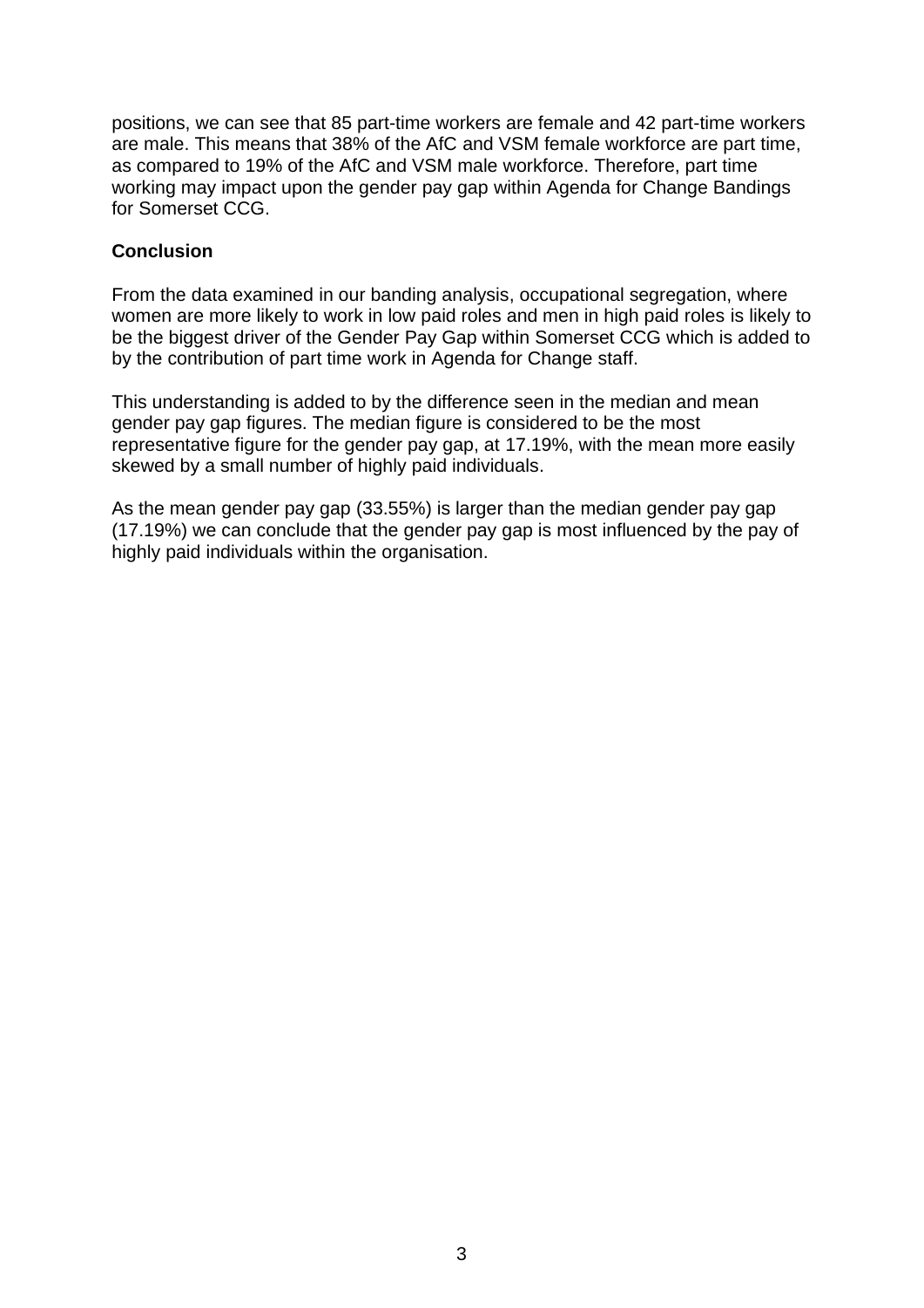positions, we can see that 85 part-time workers are female and 42 part-time workers are male. This means that 38% of the AfC and VSM female workforce are part time, as compared to 19% of the AfC and VSM male workforce. Therefore, part time working may impact upon the gender pay gap within Agenda for Change Bandings for Somerset CCG.

**Conclusion**

From the data examined in our banding analysis, occupational segregation, where women are more likely to work in low paid roles and men in high paid roles is likely to be the biggest driver of the Gender Pay Gap within Somerset CCG which is added to by the contribution of part time work in Agenda for Change staff.

This understanding is added to by the difference seen in the median and mean gender pay gap figures. The median figure is considered to be the most representative figure for the gender pay gap, at 17.19%, with the mean more easily skewed by a small number of highly paid individuals.

As the mean gender pay gap (33.55%) is larger than the median gender pay gap (17.19%) we can conclude that the gender pay gap is most influenced by the pay of highly paid individuals within the organisation.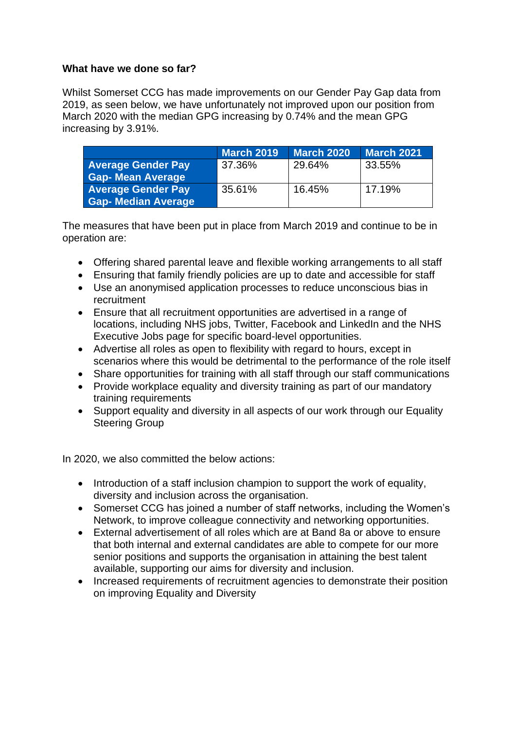**What have we done so far?**

Whilst Somerset CCG has made improvements on our Gender Pay Gap data from 2019, as seen below, we have unfortunately not improved upon our position from March 2020 with the median GPG increasing by 0.74% and the mean GPG increasing by 3.91%.

| | March 2019 | March 2020 | March 2021 |
|---|---|---|---|
| **Average Gender Pay Gap- Mean Average** | 37.36% | 29.64% | 33.55% |
| **Average Gender Pay Gap- Median Average** | 35.61% | 16.45% | 17.19% |

The measures that have been put in place from March 2019 and continue to be in operation are:

- Offering shared parental leave and flexible working arrangements to all staff
- Ensuring that family friendly policies are up to date and accessible for staff
- Use an anonymised application processes to reduce unconscious bias in recruitment
- Ensure that all recruitment opportunities are advertised in a range of locations, including NHS jobs, Twitter, Facebook and LinkedIn and the NHS Executive Jobs page for specific board-level opportunities.
- Advertise all roles as open to flexibility with regard to hours, except in scenarios where this would be detrimental to the performance of the role itself
- Share opportunities for training with all staff through our staff communications
- Provide workplace equality and diversity training as part of our mandatory training requirements
- Support equality and diversity in all aspects of our work through our Equality Steering Group

In 2020, we also committed the below actions:

- Introduction of a staff inclusion champion to support the work of equality, diversity and inclusion across the organisation.
- Somerset CCG has joined a number of staff networks, including the Women's Network, to improve colleague connectivity and networking opportunities.
- External advertisement of all roles which are at Band 8a or above to ensure that both internal and external candidates are able to compete for our more senior positions and supports the organisation in attaining the best talent available, supporting our aims for diversity and inclusion.
- Increased requirements of recruitment agencies to demonstrate their position on improving Equality and Diversity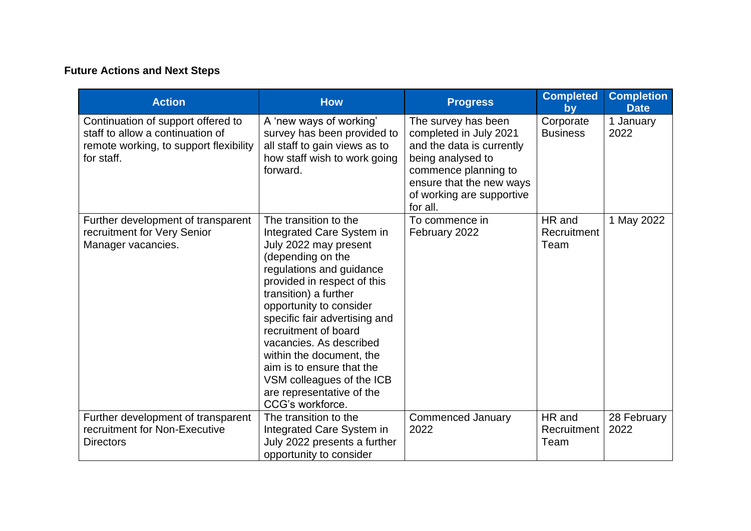**Future Actions and Next Steps**

| Action | How | Progress | Completed by | Completion Date |
| --- | --- | --- | --- | --- |
| Continuation of support offered to staff to allow a continuation of remote working, to support flexibility for staff. | A 'new ways of working' survey has been provided to all staff to gain views as to how staff wish to work going forward. | The survey has been completed in July 2021 and the data is currently being analysed to commence planning to ensure that the new ways of working are supportive for all. | Corporate Business | 1 January 2022 |
| Further development of transparent recruitment for Very Senior Manager vacancies. | The transition to the Integrated Care System in July 2022 may present (depending on the regulations and guidance provided in respect of this transition) a further opportunity to consider specific fair advertising and recruitment of board vacancies. As described within the document, the aim is to ensure that the VSM colleagues of the ICB are representative of the CCG's workforce. | To commence in February 2022 | HR and Recruitment Team | 1 May 2022 |
| Further development of transparent recruitment for Non-Executive Directors | The transition to the Integrated Care System in July 2022 presents a further opportunity to consider | Commenced January 2022 | HR and Recruitment Team | 28 February 2022 |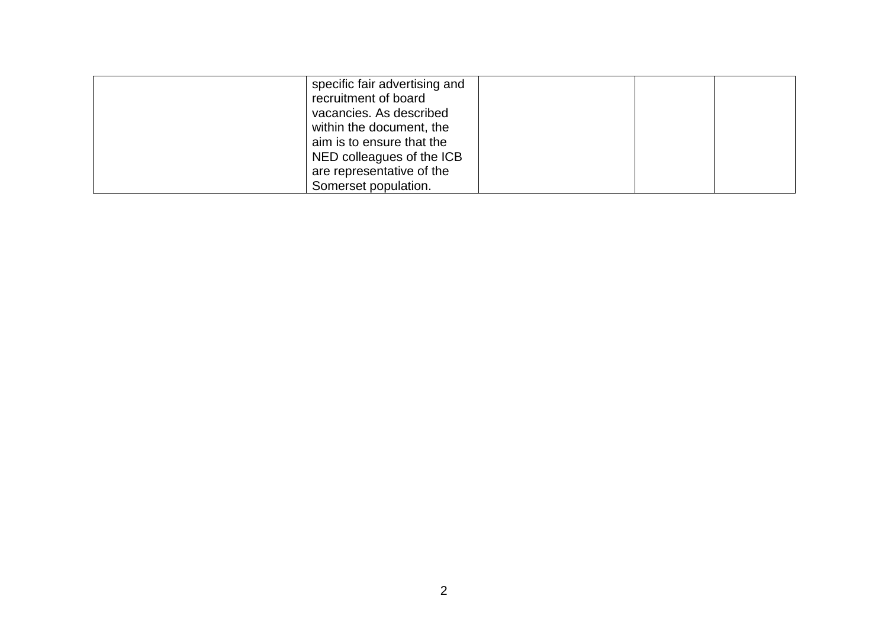| | | | | |
|---|---|---|---|---|
| | specific fair advertising and recruitment of board vacancies. As described within the document, the aim is to ensure that the NED colleagues of the ICB are representative of the Somerset population. | | | |